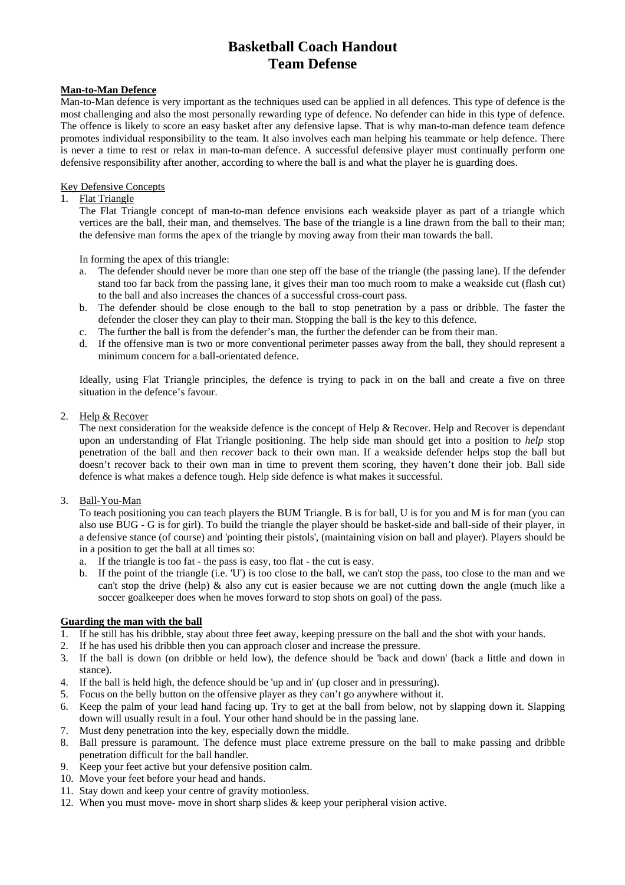# Basketball Coach Handout
# Team Defense

**Man-to-Man Defence**

Man-to-Man defence is very important as the techniques used can be applied in all defences. This type of defence is the most challenging and also the most personally rewarding type of defence. No defender can hide in this type of defence. The offence is likely to score an easy basket after any defensive lapse. That is why man-to-man defence team defence promotes individual responsibility to the team. It also involves each man helping his teammate or help defence. There is never a time to rest or relax in man-to-man defence. A successful defensive player must continually perform one defensive responsibility after another, according to where the ball is and what the player he is guarding does.

Key Defensive Concepts

1. Flat Triangle

   The Flat Triangle concept of man-to-man defence envisions each weakside player as part of a triangle which vertices are the ball, their man, and themselves. The base of the triangle is a line drawn from the ball to their man; the defensive man forms the apex of the triangle by moving away from their man towards the ball.

   In forming the apex of this triangle:

   a. The defender should never be more than one step off the base of the triangle (the passing lane). If the defender stand too far back from the passing lane, it gives their man too much room to make a weakside cut (flash cut) to the ball and also increases the chances of a successful cross-court pass.
   b. The defender should be close enough to the ball to stop penetration by a pass or dribble. The faster the defender the closer they can play to their man. Stopping the ball is the key to this defence.
   c. The further the ball is from the defender's man, the further the defender can be from their man.
   d. If the offensive man is two or more conventional perimeter passes away from the ball, they should represent a minimum concern for a ball-orientated defence.

   Ideally, using Flat Triangle principles, the defence is trying to pack in on the ball and create a five on three situation in the defence's favour.

2. Help & Recover

   The next consideration for the weakside defence is the concept of Help & Recover. Help and Recover is dependant upon an understanding of Flat Triangle positioning. The help side man should get into a position to *help* stop penetration of the ball and then *recover* back to their own man. If a weakside defender helps stop the ball but doesn't recover back to their own man in time to prevent them scoring, they haven't done their job. Ball side defence is what makes a defence tough. Help side defence is what makes it successful.

3. Ball-You-Man

   To teach positioning you can teach players the BUM Triangle. B is for ball, U is for you and M is for man (you can also use BUG - G is for girl). To build the triangle the player should be basket-side and ball-side of their player, in a defensive stance (of course) and 'pointing their pistols', (maintaining vision on ball and player). Players should be in a position to get the ball at all times so:

   a. If the triangle is too fat - the pass is easy, too flat - the cut is easy.
   b. If the point of the triangle (i.e. 'U') is too close to the ball, we can't stop the pass, too close to the man and we can't stop the drive (help) & also any cut is easier because we are not cutting down the angle (much like a soccer goalkeeper does when he moves forward to stop shots on goal) of the pass.

**Guarding the man with the ball**

1. If he still has his dribble, stay about three feet away, keeping pressure on the ball and the shot with your hands.
2. If he has used his dribble then you can approach closer and increase the pressure.
3. If the ball is down (on dribble or held low), the defence should be 'back and down' (back a little and down in stance).
4. If the ball is held high, the defence should be 'up and in' (up closer and in pressuring).
5. Focus on the belly button on the offensive player as they can't go anywhere without it.
6. Keep the palm of your lead hand facing up. Try to get at the ball from below, not by slapping down it. Slapping down will usually result in a foul. Your other hand should be in the passing lane.
7. Must deny penetration into the key, especially down the middle.
8. Ball pressure is paramount. The defence must place extreme pressure on the ball to make passing and dribble penetration difficult for the ball handler.
9. Keep your feet active but your defensive position calm.
10. Move your feet before your head and hands.
11. Stay down and keep your centre of gravity motionless.
12. When you must move- move in short sharp slides & keep your peripheral vision active.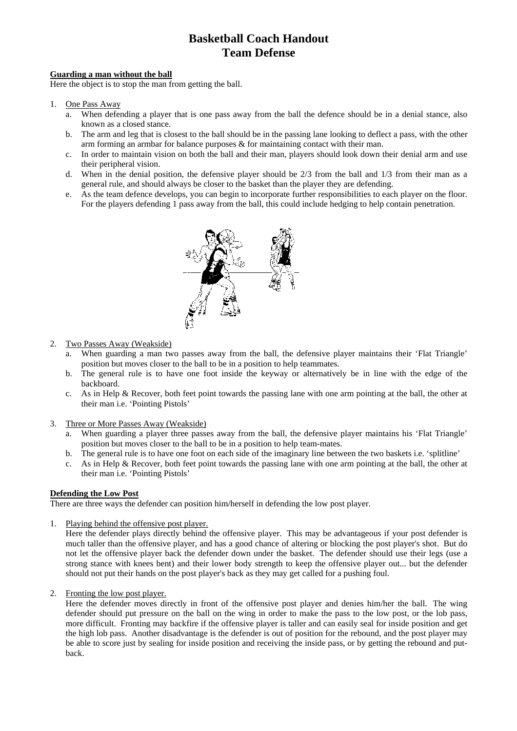# Basketball Coach Handout
# Team Defense

**Guarding a man without the ball**

Here the object is to stop the man from getting the ball.

1. One Pass Away
   a. When defending a player that is one pass away from the ball the defence should be in a denial stance, also known as a closed stance.
   b. The arm and leg that is closest to the ball should be in the passing lane looking to deflect a pass, with the other arm forming an armbar for balance purposes & for maintaining contact with their man.
   c. In order to maintain vision on both the ball and their man, players should look down their denial arm and use their peripheral vision.
   d. When in the denial position, the defensive player should be 2/3 from the ball and 1/3 from their man as a general rule, and should always be closer to the basket than the player they are defending.
   e. As the team defence develops, you can begin to incorporate further responsibilities to each player on the floor. For the players defending 1 pass away from the ball, this could include hedging to help contain penetration.

2. Two Passes Away (Weakside)
   a. When guarding a man two passes away from the ball, the defensive player maintains their 'Flat Triangle' position but moves closer to the ball to be in a position to help teammates.
   b. The general rule is to have one foot inside the keyway or alternatively be in line with the edge of the backboard.
   c. As in Help & Recover, both feet point towards the passing lane with one arm pointing at the ball, the other at their man i.e. 'Pointing Pistols'

3. Three or More Passes Away (Weakside)
   a. When guarding a player three passes away from the ball, the defensive player maintains his 'Flat Triangle' position but moves closer to the ball to be in a position to help team-mates.
   b. The general rule is to have one foot on each side of the imaginary line between the two baskets i.e. 'splitline'
   c. As in Help & Recover, both feet point towards the passing lane with one arm pointing at the ball, the other at their man i.e. 'Pointing Pistols'

**Defending the Low Post**

There are three ways the defender can position him/herself in defending the low post player.

1. Playing behind the offensive post player.
   Here the defender plays directly behind the offensive player. This may be advantageous if your post defender is much taller than the offensive player, and has a good chance of altering or blocking the post player's shot. But do not let the offensive player back the defender down under the basket. The defender should use their legs (use a strong stance with knees bent) and their lower body strength to keep the offensive player out... but the defender should not put their hands on the post player's back as they may get called for a pushing foul.

2. Fronting the low post player.
   Here the defender moves directly in front of the offensive post player and denies him/her the ball. The wing defender should put pressure on the ball on the wing in order to make the pass to the low post, or the lob pass, more difficult. Fronting may backfire if the offensive player is taller and can easily seal for inside position and get the high lob pass. Another disadvantage is the defender is out of position for the rebound, and the post player may be able to score just by sealing for inside position and receiving the inside pass, or by getting the rebound and put-back.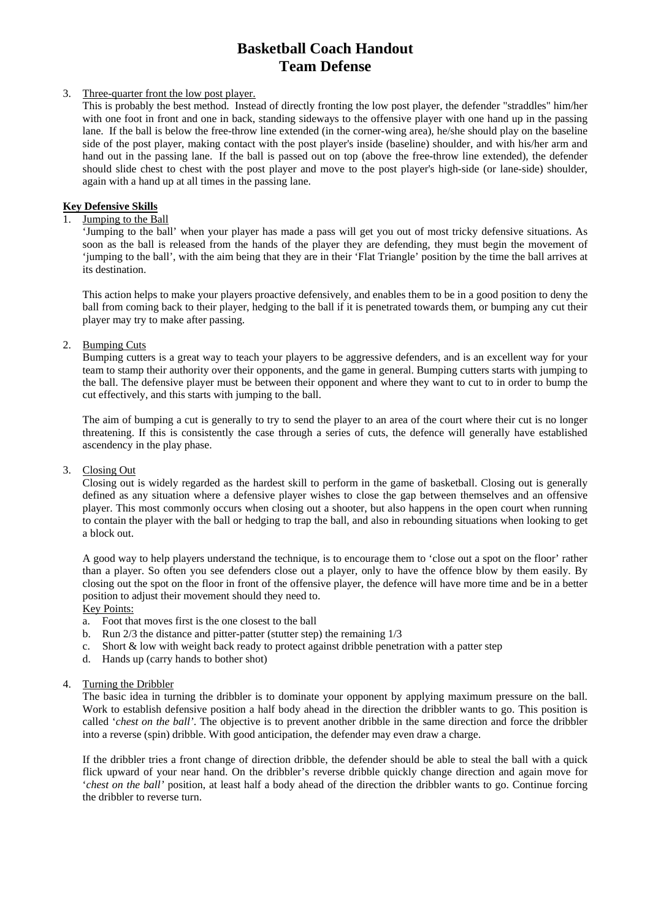# Basketball Coach Handout
# Team Defense

3. Three-quarter front the low post player.
   This is probably the best method. Instead of directly fronting the low post player, the defender "straddles" him/her with one foot in front and one in back, standing sideways to the offensive player with one hand up in the passing lane. If the ball is below the free-throw line extended (in the corner-wing area), he/she should play on the baseline side of the post player, making contact with the post player's inside (baseline) shoulder, and with his/her arm and hand out in the passing lane. If the ball is passed out on top (above the free-throw line extended), the defender should slide chest to chest with the post player and move to the post player's high-side (or lane-side) shoulder, again with a hand up at all times in the passing lane.

**Key Defensive Skills**

1. Jumping to the Ball
   'Jumping to the ball' when your player has made a pass will get you out of most tricky defensive situations. As soon as the ball is released from the hands of the player they are defending, they must begin the movement of 'jumping to the ball', with the aim being that they are in their 'Flat Triangle' position by the time the ball arrives at its destination.

   This action helps to make your players proactive defensively, and enables them to be in a good position to deny the ball from coming back to their player, hedging to the ball if it is penetrated towards them, or bumping any cut their player may try to make after passing.

2. Bumping Cuts
   Bumping cutters is a great way to teach your players to be aggressive defenders, and is an excellent way for your team to stamp their authority over their opponents, and the game in general. Bumping cutters starts with jumping to the ball. The defensive player must be between their opponent and where they want to cut to in order to bump the cut effectively, and this starts with jumping to the ball.

   The aim of bumping a cut is generally to try to send the player to an area of the court where their cut is no longer threatening. If this is consistently the case through a series of cuts, the defence will generally have established ascendency in the play phase.

3. Closing Out
   Closing out is widely regarded as the hardest skill to perform in the game of basketball. Closing out is generally defined as any situation where a defensive player wishes to close the gap between themselves and an offensive player. This most commonly occurs when closing out a shooter, but also happens in the open court when running to contain the player with the ball or hedging to trap the ball, and also in rebounding situations when looking to get a block out.

   A good way to help players understand the technique, is to encourage them to 'close out a spot on the floor' rather than a player. So often you see defenders close out a player, only to have the offence blow by them easily. By closing out the spot on the floor in front of the offensive player, the defence will have more time and be in a better position to adjust their movement should they need to.

   Key Points:

   a. Foot that moves first is the one closest to the ball
   b. Run 2/3 the distance and pitter-patter (stutter step) the remaining 1/3
   c. Short & low with weight back ready to protect against dribble penetration with a patter step
   d. Hands up (carry hands to bother shot)

4. Turning the Dribbler
   The basic idea in turning the dribbler is to dominate your opponent by applying maximum pressure on the ball. Work to establish defensive position a half body ahead in the direction the dribbler wants to go. This position is called '*chest on the ball*'. The objective is to prevent another dribble in the same direction and force the dribbler into a reverse (spin) dribble. With good anticipation, the defender may even draw a charge.

   If the dribbler tries a front change of direction dribble, the defender should be able to steal the ball with a quick flick upward of your near hand. On the dribbler's reverse dribble quickly change direction and again move for '*chest on the ball'* position, at least half a body ahead of the direction the dribbler wants to go. Continue forcing the dribbler to reverse turn.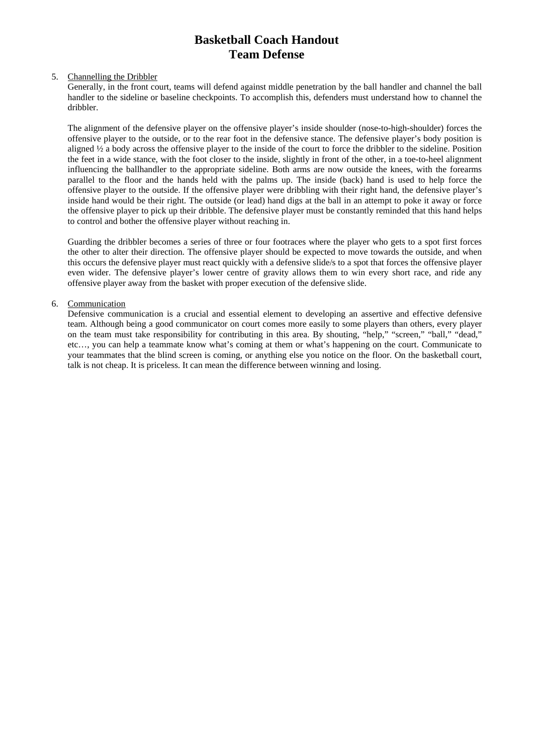# Basketball Coach Handout
# Team Defense

5. Channelling the Dribbler

   Generally, in the front court, teams will defend against middle penetration by the ball handler and channel the ball handler to the sideline or baseline checkpoints. To accomplish this, defenders must understand how to channel the dribbler.

   The alignment of the defensive player on the offensive player's inside shoulder (nose-to-high-shoulder) forces the offensive player to the outside, or to the rear foot in the defensive stance. The defensive player's body position is aligned ½ a body across the offensive player to the inside of the court to force the dribbler to the sideline. Position the feet in a wide stance, with the foot closer to the inside, slightly in front of the other, in a toe-to-heel alignment influencing the ballhandler to the appropriate sideline. Both arms are now outside the knees, with the forearms parallel to the floor and the hands held with the palms up. The inside (back) hand is used to help force the offensive player to the outside. If the offensive player were dribbling with their right hand, the defensive player's inside hand would be their right. The outside (or lead) hand digs at the ball in an attempt to poke it away or force the offensive player to pick up their dribble. The defensive player must be constantly reminded that this hand helps to control and bother the offensive player without reaching in.

   Guarding the dribbler becomes a series of three or four footraces where the player who gets to a spot first forces the other to alter their direction. The offensive player should be expected to move towards the outside, and when this occurs the defensive player must react quickly with a defensive slide/s to a spot that forces the offensive player even wider. The defensive player's lower centre of gravity allows them to win every short race, and ride any offensive player away from the basket with proper execution of the defensive slide.

6. Communication

   Defensive communication is a crucial and essential element to developing an assertive and effective defensive team. Although being a good communicator on court comes more easily to some players than others, every player on the team must take responsibility for contributing in this area. By shouting, "help," "screen," "ball," "dead," etc…, you can help a teammate know what's coming at them or what's happening on the court. Communicate to your teammates that the blind screen is coming, or anything else you notice on the floor. On the basketball court, talk is not cheap. It is priceless. It can mean the difference between winning and losing.